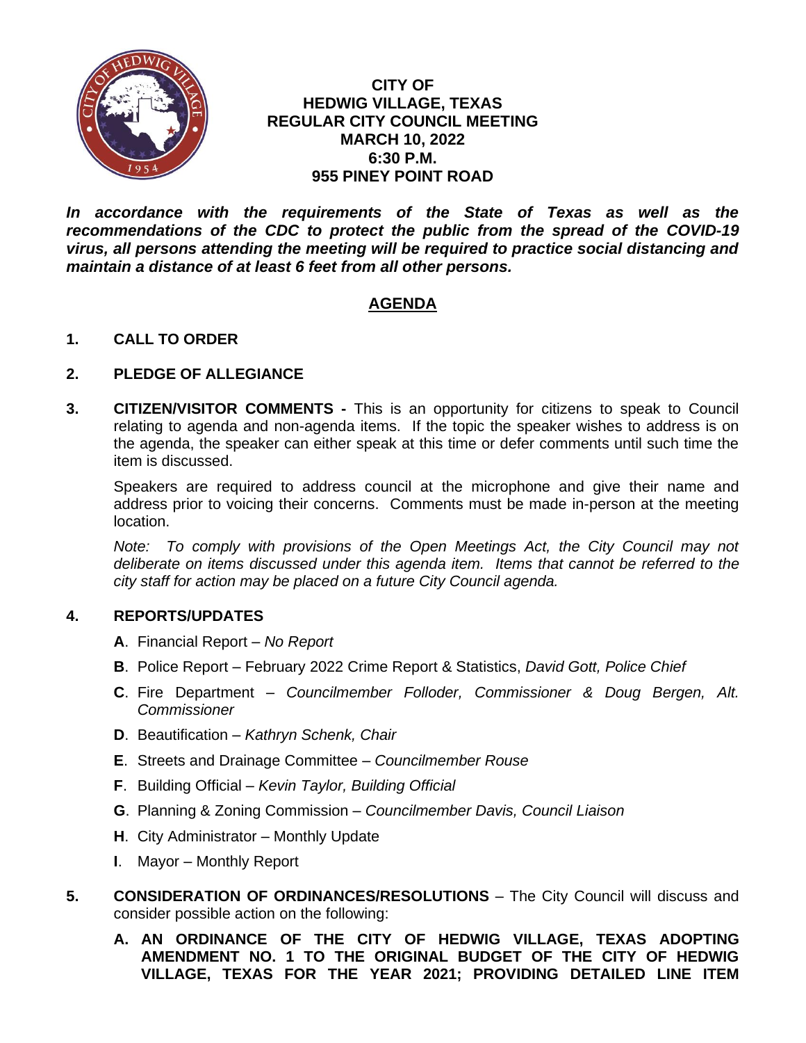# CITY OF HEDWIG VILLAGE, TEXAS
## REGULAR CITY COUNCIL MEETING
## MARCH 10, 2022
## 6:30 P.M.
## 955 PINEY POINT ROAD

***In accordance with the requirements of the State of Texas as well as the recommendations of the CDC to protect the public from the spread of the COVID-19 virus, all persons attending the meeting will be required to practice social distancing and maintain a distance of at least 6 feet from all other persons.***

## AGENDA

**1. CALL TO ORDER**

**2. PLEDGE OF ALLEGIANCE**

**3. CITIZEN/VISITOR COMMENTS -** This is an opportunity for citizens to speak to Council relating to agenda and non-agenda items. If the topic the speaker wishes to address is on the agenda, the speaker can either speak at this time or defer comments until such time the item is discussed.

Speakers are required to address council at the microphone and give their name and address prior to voicing their concerns. Comments must be made in-person at the meeting location.

*Note: To comply with provisions of the Open Meetings Act, the City Council may not deliberate on items discussed under this agenda item. Items that cannot be referred to the city staff for action may be placed on a future City Council agenda.*

**4. REPORTS/UPDATES**

- **A**. Financial Report – *No Report*
- **B**. Police Report – February 2022 Crime Report & Statistics, *David Gott, Police Chief*
- **C**. Fire Department – *Councilmember Folloder, Commissioner & Doug Bergen, Alt. Commissioner*
- **D**. Beautification – *Kathryn Schenk, Chair*
- **E**. Streets and Drainage Committee – *Councilmember Rouse*
- **F**. Building Official – *Kevin Taylor, Building Official*
- **G**. Planning & Zoning Commission – *Councilmember Davis, Council Liaison*
- **H**. City Administrator – Monthly Update
- **I**. Mayor – Monthly Report

**5. CONSIDERATION OF ORDINANCES/RESOLUTIONS** – The City Council will discuss and consider possible action on the following:

- **A. AN ORDINANCE OF THE CITY OF HEDWIG VILLAGE, TEXAS ADOPTING AMENDMENT NO. 1 TO THE ORIGINAL BUDGET OF THE CITY OF HEDWIG VILLAGE, TEXAS FOR THE YEAR 2021; PROVIDING DETAILED LINE ITEM**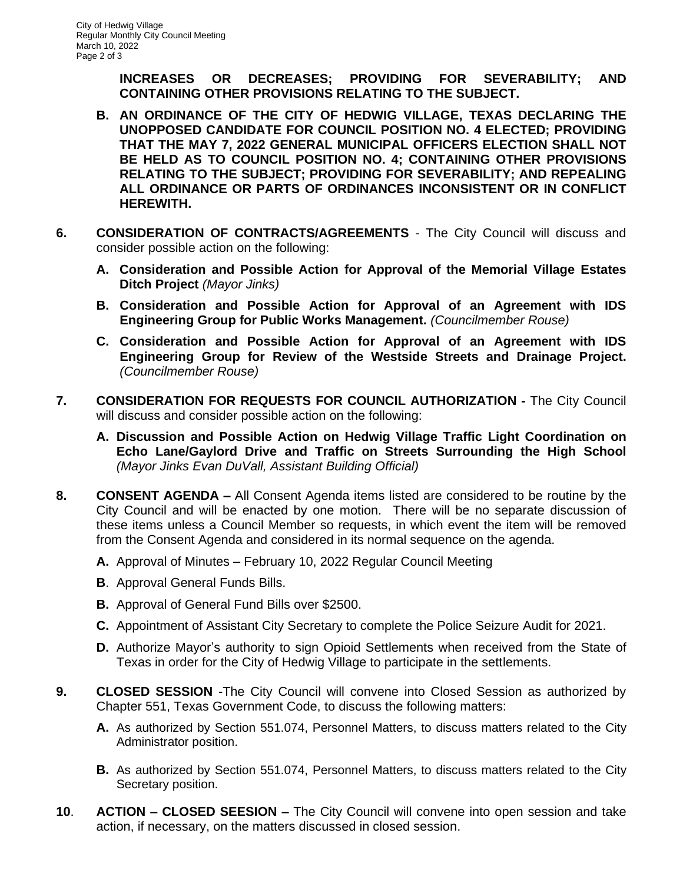**INCREASES OR DECREASES; PROVIDING FOR SEVERABILITY; AND CONTAINING OTHER PROVISIONS RELATING TO THE SUBJECT.**

**B. AN ORDINANCE OF THE CITY OF HEDWIG VILLAGE, TEXAS DECLARING THE UNOPPOSED CANDIDATE FOR COUNCIL POSITION NO. 4 ELECTED; PROVIDING THAT THE MAY 7, 2022 GENERAL MUNICIPAL OFFICERS ELECTION SHALL NOT BE HELD AS TO COUNCIL POSITION NO. 4; CONTAINING OTHER PROVISIONS RELATING TO THE SUBJECT; PROVIDING FOR SEVERABILITY; AND REPEALING ALL ORDINANCE OR PARTS OF ORDINANCES INCONSISTENT OR IN CONFLICT HEREWITH.**

**6. CONSIDERATION OF CONTRACTS/AGREEMENTS** - The City Council will discuss and consider possible action on the following:

**A. Consideration and Possible Action for Approval of the Memorial Village Estates Ditch Project** *(Mayor Jinks)*

**B. Consideration and Possible Action for Approval of an Agreement with IDS Engineering Group for Public Works Management.** *(Councilmember Rouse)*

**C. Consideration and Possible Action for Approval of an Agreement with IDS Engineering Group for Review of the Westside Streets and Drainage Project.** *(Councilmember Rouse)*

**7. CONSIDERATION FOR REQUESTS FOR COUNCIL AUTHORIZATION -** The City Council will discuss and consider possible action on the following:

**A. Discussion and Possible Action on Hedwig Village Traffic Light Coordination on Echo Lane/Gaylord Drive and Traffic on Streets Surrounding the High School** *(Mayor Jinks Evan DuVall, Assistant Building Official)*

**8. CONSENT AGENDA –** All Consent Agenda items listed are considered to be routine by the City Council and will be enacted by one motion. There will be no separate discussion of these items unless a Council Member so requests, in which event the item will be removed from the Consent Agenda and considered in its normal sequence on the agenda.

**A.** Approval of Minutes – February 10, 2022 Regular Council Meeting

**B**. Approval General Funds Bills.

**B.** Approval of General Fund Bills over $2500.

**C.** Appointment of Assistant City Secretary to complete the Police Seizure Audit for 2021.

**D.** Authorize Mayor's authority to sign Opioid Settlements when received from the State of Texas in order for the City of Hedwig Village to participate in the settlements.

**9. CLOSED SESSION** -The City Council will convene into Closed Session as authorized by Chapter 551, Texas Government Code, to discuss the following matters:

**A.** As authorized by Section 551.074, Personnel Matters, to discuss matters related to the City Administrator position.

**B.** As authorized by Section 551.074, Personnel Matters, to discuss matters related to the City Secretary position.

**10**. **ACTION – CLOSED SEESION –** The City Council will convene into open session and take action, if necessary, on the matters discussed in closed session.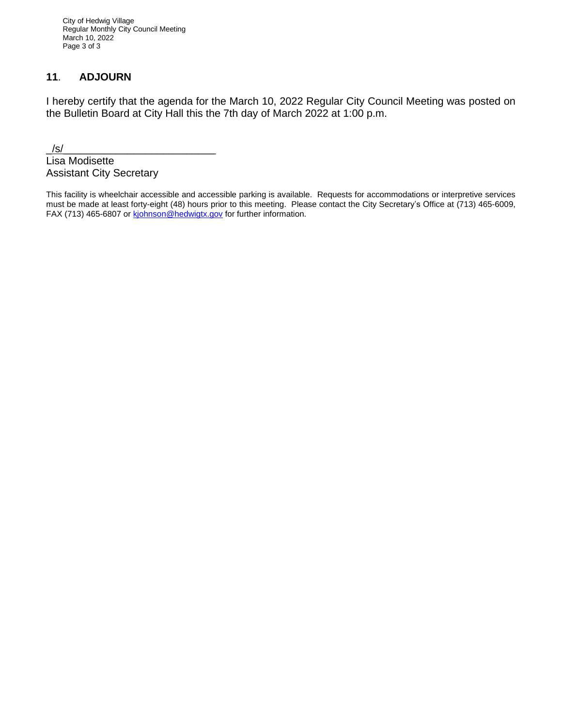## 11. ADJOURN

I hereby certify that the agenda for the March 10, 2022 Regular City Council Meeting was posted on the Bulletin Board at City Hall this the 7th day of March 2022 at 1:00 p.m.

_/s/___________________________
Lisa Modisette
Assistant City Secretary

This facility is wheelchair accessible and accessible parking is available. Requests for accommodations or interpretive services must be made at least forty-eight (48) hours prior to this meeting. Please contact the City Secretary's Office at (713) 465-6009, FAX (713) 465-6807 or kjohnson@hedwigtx.gov for further information.